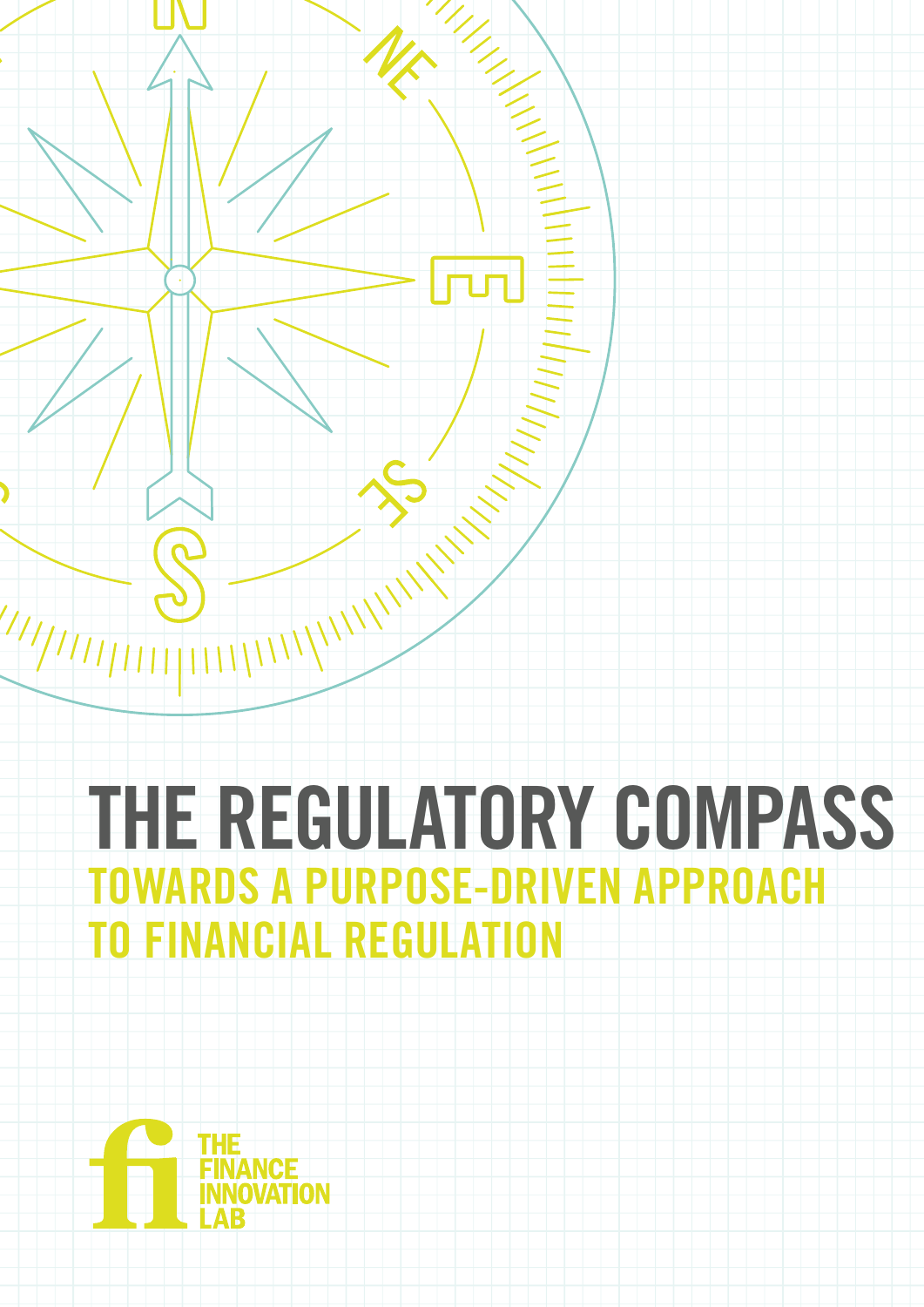# THE REGULATORY COMPASS

## TOWARDS A PURPOSE-DRIVEN APPROACH TO FINANCIAL REGULATION

THE FINANCE INNOVATION LAB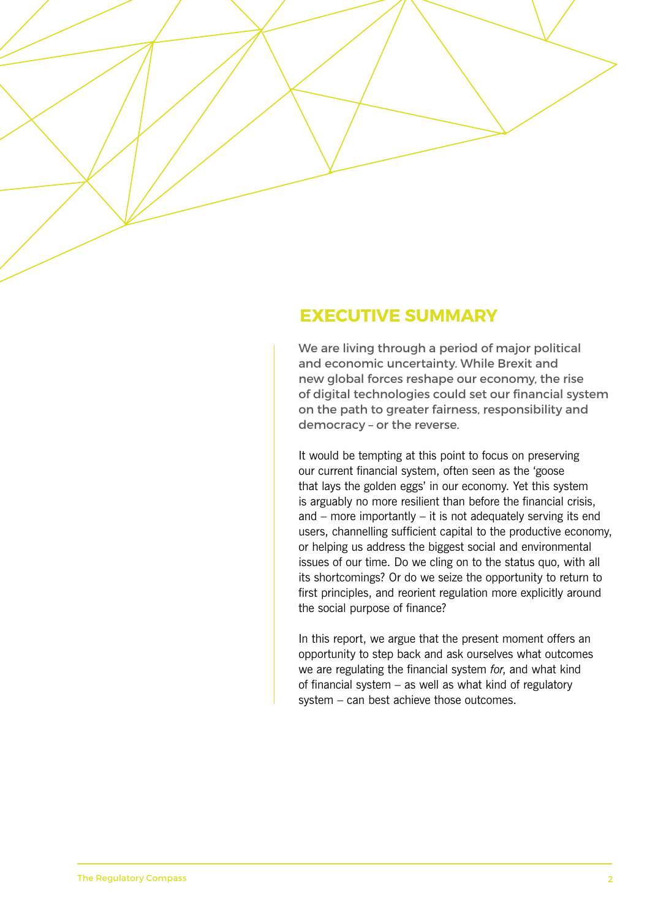# EXECUTIVE SUMMARY

We are living through a period of major political and economic uncertainty. While Brexit and new global forces reshape our economy, the rise of digital technologies could set our financial system on the path to greater fairness, responsibility and democracy – or the reverse.

It would be tempting at this point to focus on preserving our current financial system, often seen as the 'goose that lays the golden eggs' in our economy. Yet this system is arguably no more resilient than before the financial crisis, and – more importantly – it is not adequately serving its end users, channelling sufficient capital to the productive economy, or helping us address the biggest social and environmental issues of our time. Do we cling on to the status quo, with all its shortcomings? Or do we seize the opportunity to return to first principles, and reorient regulation more explicitly around the social purpose of finance?

In this report, we argue that the present moment offers an opportunity to step back and ask ourselves what outcomes we are regulating the financial system *for*, and what kind of financial system – as well as what kind of regulatory system – can best achieve those outcomes.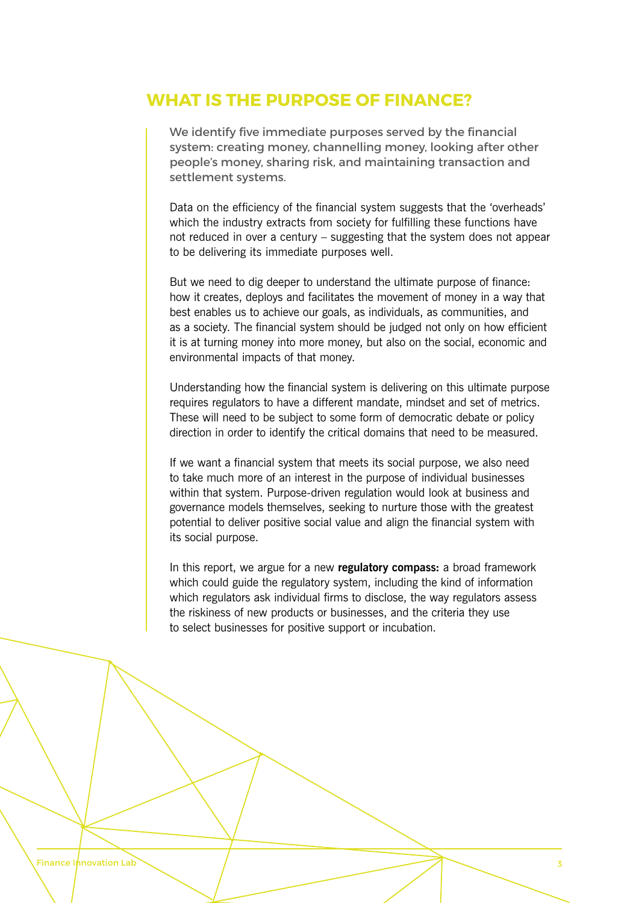## WHAT IS THE PURPOSE OF FINANCE?

We identify five immediate purposes served by the financial system: creating money, channelling money, looking after other people's money, sharing risk, and maintaining transaction and settlement systems.

Data on the efficiency of the financial system suggests that the 'overheads' which the industry extracts from society for fulfilling these functions have not reduced in over a century – suggesting that the system does not appear to be delivering its immediate purposes well.

But we need to dig deeper to understand the ultimate purpose of finance: how it creates, deploys and facilitates the movement of money in a way that best enables us to achieve our goals, as individuals, as communities, and as a society. The financial system should be judged not only on how efficient it is at turning money into more money, but also on the social, economic and environmental impacts of that money.

Understanding how the financial system is delivering on this ultimate purpose requires regulators to have a different mandate, mindset and set of metrics. These will need to be subject to some form of democratic debate or policy direction in order to identify the critical domains that need to be measured.

If we want a financial system that meets its social purpose, we also need to take much more of an interest in the purpose of individual businesses within that system. Purpose-driven regulation would look at business and governance models themselves, seeking to nurture those with the greatest potential to deliver positive social value and align the financial system with its social purpose.

In this report, we argue for a new **regulatory compass:** a broad framework which could guide the regulatory system, including the kind of information which regulators ask individual firms to disclose, the way regulators assess the riskiness of new products or businesses, and the criteria they use to select businesses for positive support or incubation.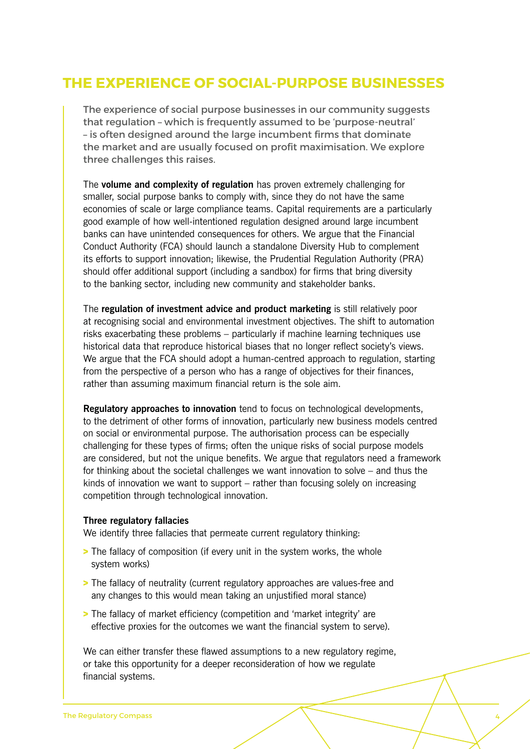# THE EXPERIENCE OF SOCIAL-PURPOSE BUSINESSES

The experience of social purpose businesses in our community suggests that regulation – which is frequently assumed to be 'purpose-neutral' – is often designed around the large incumbent firms that dominate the market and are usually focused on profit maximisation. We explore three challenges this raises.

The **volume and complexity of regulation** has proven extremely challenging for smaller, social purpose banks to comply with, since they do not have the same economies of scale or large compliance teams. Capital requirements are a particularly good example of how well-intentioned regulation designed around large incumbent banks can have unintended consequences for others. We argue that the Financial Conduct Authority (FCA) should launch a standalone Diversity Hub to complement its efforts to support innovation; likewise, the Prudential Regulation Authority (PRA) should offer additional support (including a sandbox) for firms that bring diversity to the banking sector, including new community and stakeholder banks.

The **regulation of investment advice and product marketing** is still relatively poor at recognising social and environmental investment objectives. The shift to automation risks exacerbating these problems – particularly if machine learning techniques use historical data that reproduce historical biases that no longer reflect society's views. We argue that the FCA should adopt a human-centred approach to regulation, starting from the perspective of a person who has a range of objectives for their finances, rather than assuming maximum financial return is the sole aim.

**Regulatory approaches to innovation** tend to focus on technological developments, to the detriment of other forms of innovation, particularly new business models centred on social or environmental purpose. The authorisation process can be especially challenging for these types of firms; often the unique risks of social purpose models are considered, but not the unique benefits. We argue that regulators need a framework for thinking about the societal challenges we want innovation to solve – and thus the kinds of innovation we want to support – rather than focusing solely on increasing competition through technological innovation.

**Three regulatory fallacies**

We identify three fallacies that permeate current regulatory thinking:

- The fallacy of composition (if every unit in the system works, the whole system works)
- The fallacy of neutrality (current regulatory approaches are values-free and any changes to this would mean taking an unjustified moral stance)
- The fallacy of market efficiency (competition and 'market integrity' are effective proxies for the outcomes we want the financial system to serve).

We can either transfer these flawed assumptions to a new regulatory regime, or take this opportunity for a deeper reconsideration of how we regulate financial systems.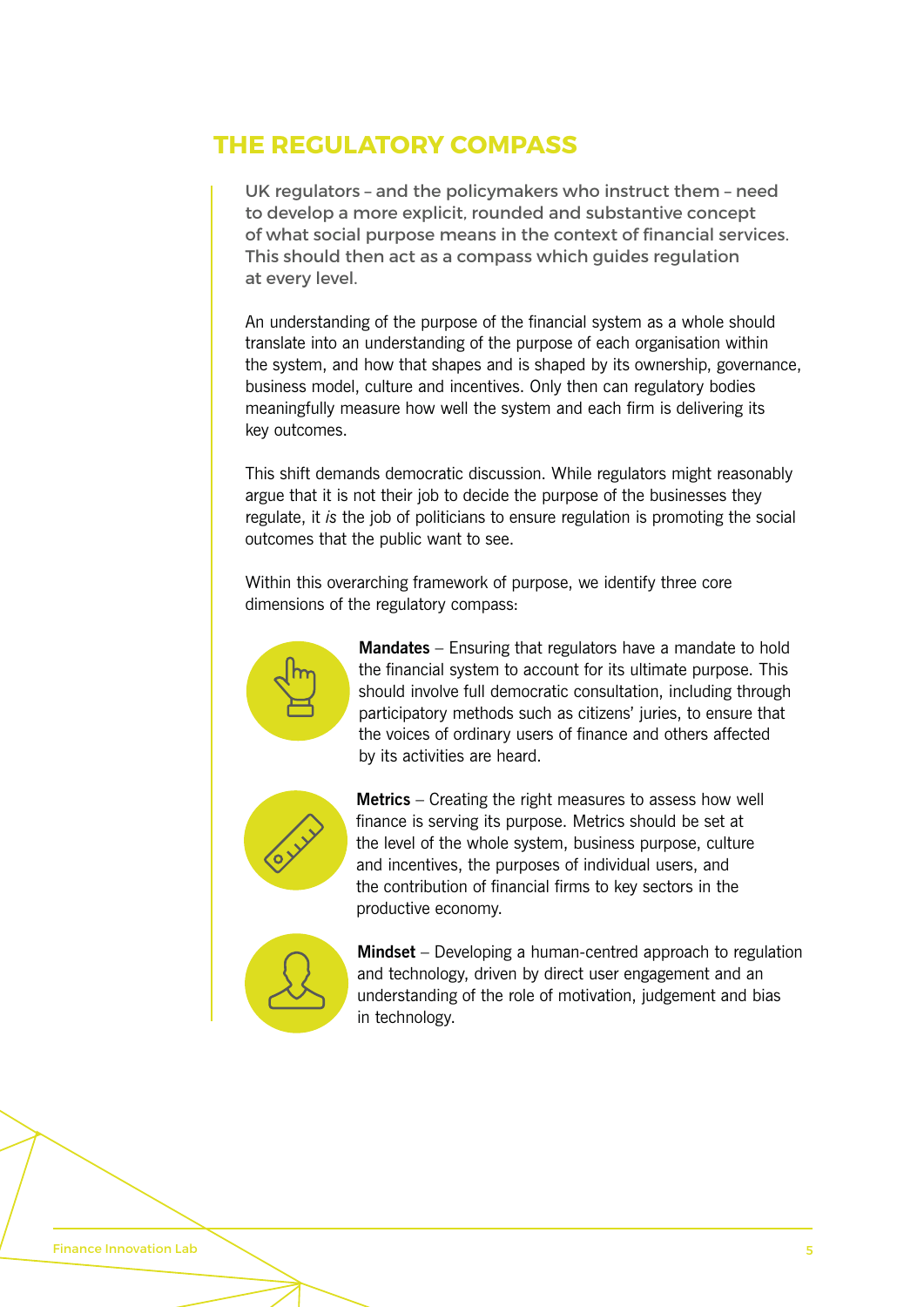## THE REGULATORY COMPASS

UK regulators – and the policymakers who instruct them – need to develop a more explicit, rounded and substantive concept of what social purpose means in the context of financial services. This should then act as a compass which guides regulation at every level.

An understanding of the purpose of the financial system as a whole should translate into an understanding of the purpose of each organisation within the system, and how that shapes and is shaped by its ownership, governance, business model, culture and incentives. Only then can regulatory bodies meaningfully measure how well the system and each firm is delivering its key outcomes.

This shift demands democratic discussion. While regulators might reasonably argue that it is not their job to decide the purpose of the businesses they regulate, it *is* the job of politicians to ensure regulation is promoting the social outcomes that the public want to see.

Within this overarching framework of purpose, we identify three core dimensions of the regulatory compass:

**Mandates** – Ensuring that regulators have a mandate to hold the financial system to account for its ultimate purpose. This should involve full democratic consultation, including through participatory methods such as citizens' juries, to ensure that the voices of ordinary users of finance and others affected by its activities are heard.

**Metrics** – Creating the right measures to assess how well finance is serving its purpose. Metrics should be set at the level of the whole system, business purpose, culture and incentives, the purposes of individual users, and the contribution of financial firms to key sectors in the productive economy.

**Mindset** – Developing a human-centred approach to regulation and technology, driven by direct user engagement and an understanding of the role of motivation, judgement and bias in technology.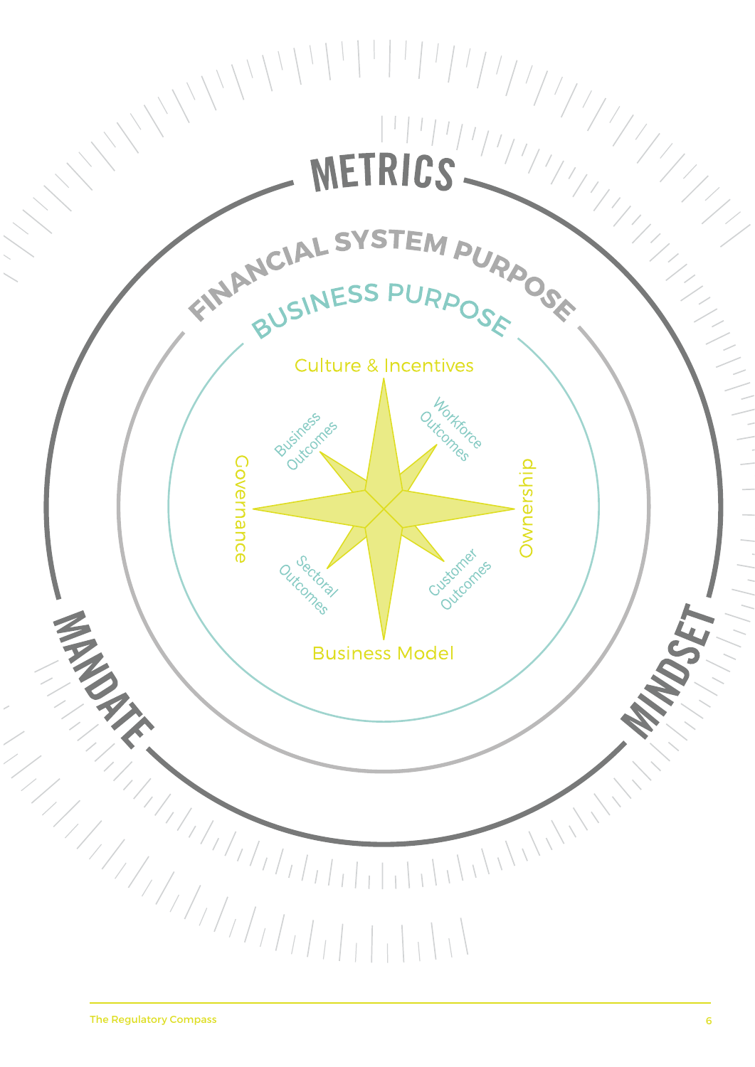METRICS

FINANCIAL SYSTEM PURPOSE

BUSINESS PURPOSE

Culture & Incentives

Business Outcomes

Workforce Outcomes

Governance

Ownership

Sectoral Outcomes

Customer Outcomes

Business Model

MANDATE

MINDSET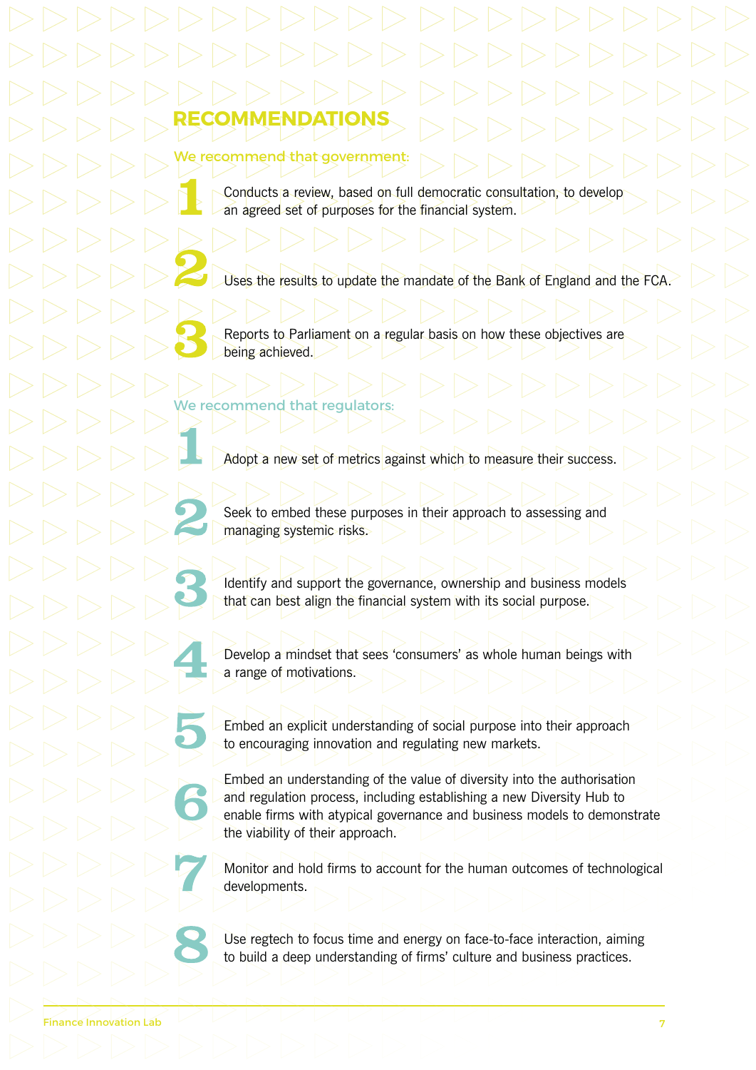# RECOMMENDATIONS

## We recommend that government:

1. Conducts a review, based on full democratic consultation, to develop an agreed set of purposes for the financial system.
2. Uses the results to update the mandate of the Bank of England and the FCA.
3. Reports to Parliament on a regular basis on how these objectives are being achieved.

## We recommend that regulators:

1. Adopt a new set of metrics against which to measure their success.
2. Seek to embed these purposes in their approach to assessing and managing systemic risks.
3. Identify and support the governance, ownership and business models that can best align the financial system with its social purpose.
4. Develop a mindset that sees 'consumers' as whole human beings with a range of motivations.
5. Embed an explicit understanding of social purpose into their approach to encouraging innovation and regulating new markets.
6. Embed an understanding of the value of diversity into the authorisation and regulation process, including establishing a new Diversity Hub to enable firms with atypical governance and business models to demonstrate the viability of their approach.
7. Monitor and hold firms to account for the human outcomes of technological developments.
8. Use regtech to focus time and energy on face-to-face interaction, aiming to build a deep understanding of firms' culture and business practices.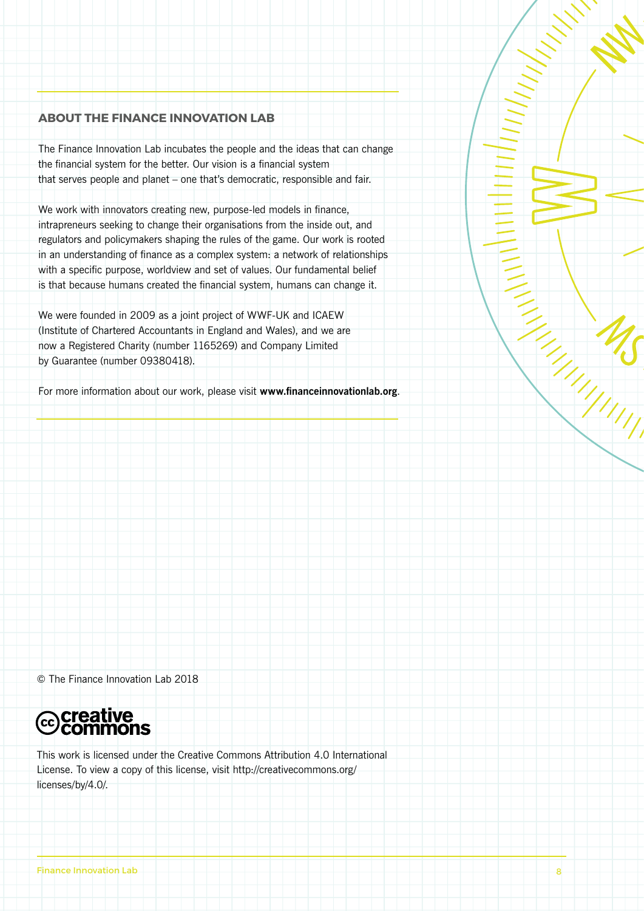## ABOUT THE FINANCE INNOVATION LAB

The Finance Innovation Lab incubates the people and the ideas that can change the financial system for the better. Our vision is a financial system that serves people and planet – one that's democratic, responsible and fair.

We work with innovators creating new, purpose-led models in finance, intrapreneurs seeking to change their organisations from the inside out, and regulators and policymakers shaping the rules of the game. Our work is rooted in an understanding of finance as a complex system: a network of relationships with a specific purpose, worldview and set of values. Our fundamental belief is that because humans created the financial system, humans can change it.

We were founded in 2009 as a joint project of WWF-UK and ICAEW (Institute of Chartered Accountants in England and Wales), and we are now a Registered Charity (number 1165269) and Company Limited by Guarantee (number 09380418).

For more information about our work, please visit **www.financeinnovationlab.org**.

© The Finance Innovation Lab 2018

creative commons

This work is licensed under the Creative Commons Attribution 4.0 International License. To view a copy of this license, visit http://creativecommons.org/licenses/by/4.0/.